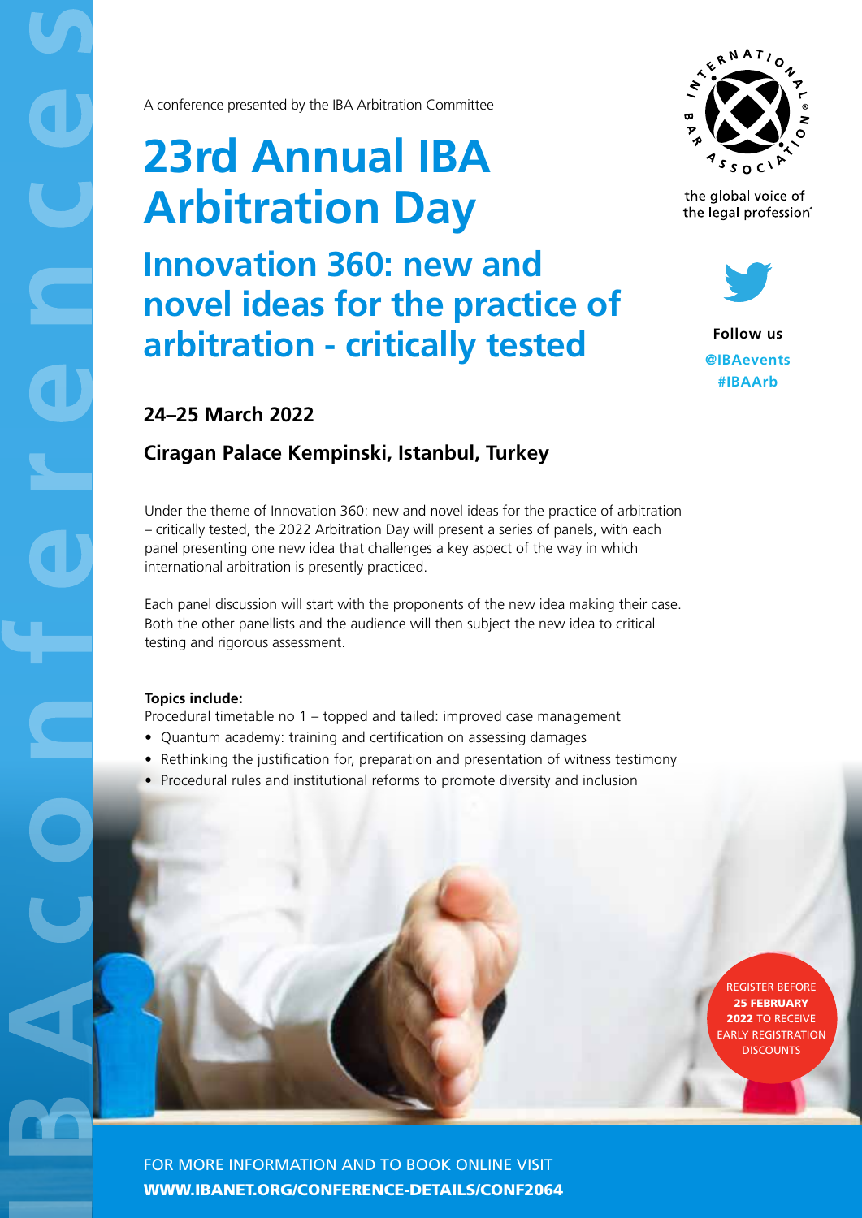IBA conferences

A conference presented by the IBA Arbitration Committee

# 23rd Annual IBA Arbitration Day

## Innovation 360: new and novel ideas for the practice of arbitration - critically tested

INTERNATIONAL BAR ASSOCIATION

the global voice of the legal profession®

**Follow us**
**@IBAevents**
**#IBAArb**

### 24–25 March 2022

### Ciragan Palace Kempinski, Istanbul, Turkey

Under the theme of Innovation 360: new and novel ideas for the practice of arbitration – critically tested, the 2022 Arbitration Day will present a series of panels, with each panel presenting one new idea that challenges a key aspect of the way in which international arbitration is presently practiced.

Each panel discussion will start with the proponents of the new idea making their case. Both the other panellists and the audience will then subject the new idea to critical testing and rigorous assessment.

**Topics include:**

Procedural timetable no 1 – topped and tailed: improved case management

- Quantum academy: training and certification on assessing damages
- Rethinking the justification for, preparation and presentation of witness testimony
- Procedural rules and institutional reforms to promote diversity and inclusion

REGISTER BEFORE **25 FEBRUARY 2022** TO RECEIVE EARLY REGISTRATION DISCOUNTS

FOR MORE INFORMATION AND TO BOOK ONLINE VISIT
**WWW.IBANET.ORG/CONFERENCE-DETAILS/CONF2064**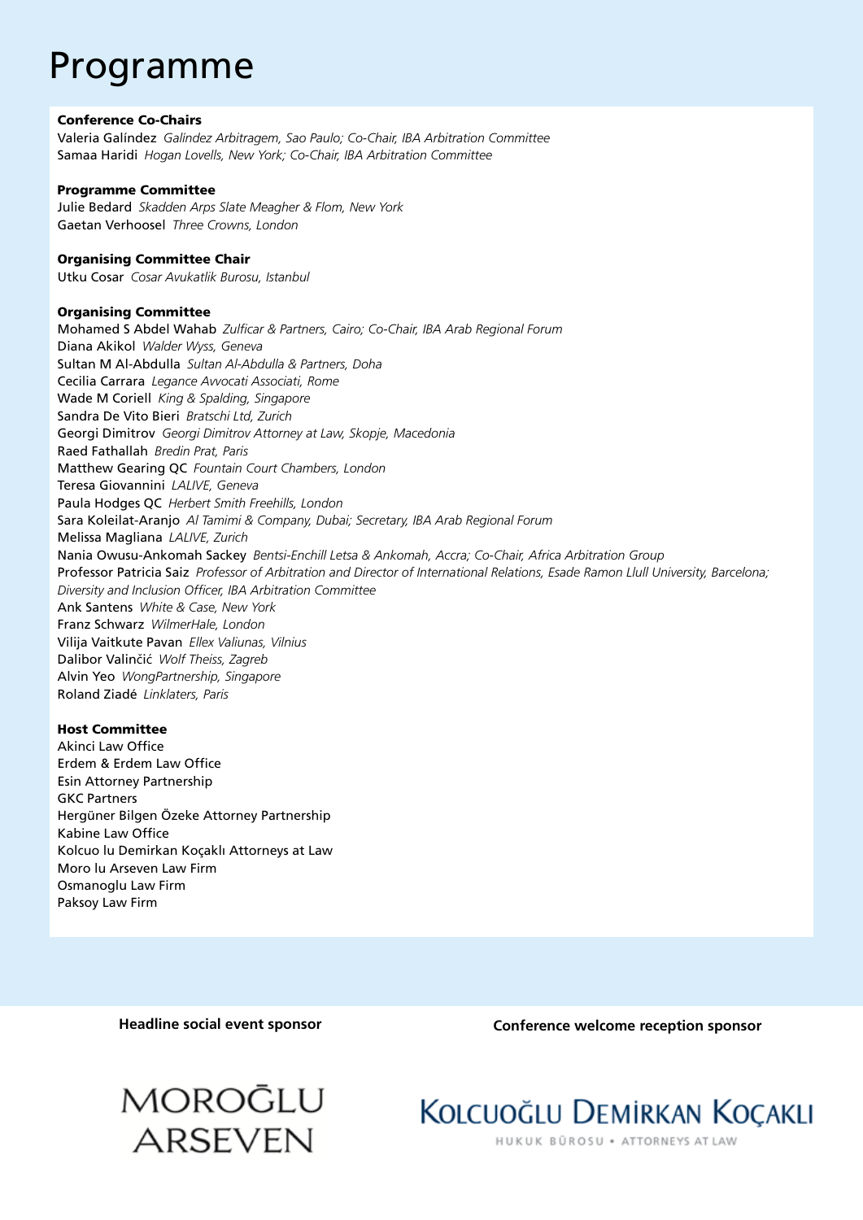# Programme

**Conference Co-Chairs**

Valeria Galíndez *Galíndez Arbitragem, Sao Paulo; Co-Chair, IBA Arbitration Committee*
Samaa Haridi *Hogan Lovells, New York; Co-Chair, IBA Arbitration Committee*

**Programme Committee**

Julie Bedard *Skadden Arps Slate Meagher & Flom, New York*
Gaetan Verhoosel *Three Crowns, London*

**Organising Committee Chair**

Utku Cosar *Cosar Avukatlik Burosu, Istanbul*

**Organising Committee**

Mohamed S Abdel Wahab *Zulficar & Partners, Cairo; Co-Chair, IBA Arab Regional Forum*
Diana Akikol *Walder Wyss, Geneva*
Sultan M Al-Abdulla *Sultan Al-Abdulla & Partners, Doha*
Cecilia Carrara *Legance Avvocati Associati, Rome*
Wade M Coriell *King & Spalding, Singapore*
Sandra De Vito Bieri *Bratschi Ltd, Zurich*
Georgi Dimitrov *Georgi Dimitrov Attorney at Law, Skopje, Macedonia*
Raed Fathallah *Bredin Prat, Paris*
Matthew Gearing QC *Fountain Court Chambers, London*
Teresa Giovannini *LALIVE, Geneva*
Paula Hodges QC *Herbert Smith Freehills, London*
Sara Koleilat-Aranjo *Al Tamimi & Company, Dubai; Secretary, IBA Arab Regional Forum*
Melissa Magliana *LALIVE, Zurich*
Nania Owusu-Ankomah Sackey *Bentsi-Enchill Letsa & Ankomah, Accra; Co-Chair, Africa Arbitration Group*
Professor Patricia Saiz *Professor of Arbitration and Director of International Relations, Esade Ramon Llull University, Barcelona; Diversity and Inclusion Officer, IBA Arbitration Committee*
Ank Santens *White & Case, New York*
Franz Schwarz *WilmerHale, London*
Vilija Vaitkute Pavan *Ellex Valiunas, Vilnius*
Dalibor Valinčić *Wolf Theiss, Zagreb*
Alvin Yeo *WongPartnership, Singapore*
Roland Ziadé *Linklaters, Paris*

**Host Committee**

Akinci Law Office
Erdem & Erdem Law Office
Esin Attorney Partnership
GKC Partners
Hergüner Bilgen Özeke Attorney Partnership
Kabine Law Office
Kolcuo lu Demirkan Koçaklı Attorneys at Law
Moro lu Arseven Law Firm
Osmanoglu Law Firm
Paksoy Law Firm

**Headline social event sponsor**

MOROĞLU ARSEVEN

**Conference welcome reception sponsor**

KOLCUOĞLU DEMİRKAN KOÇAKLI
HUKUK BÜROSU • ATTORNEYS AT LAW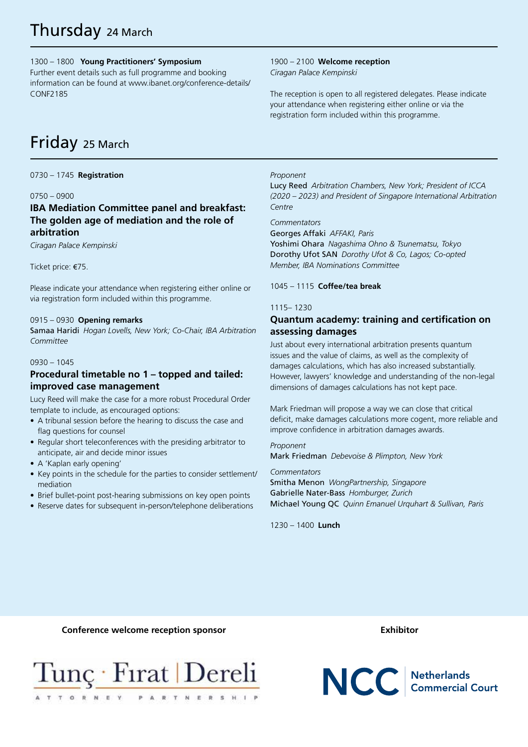# Thursday 24 March

1300 – 1800 **Young Practitioners' Symposium**
Further event details such as full programme and booking information can be found at www.ibanet.org/conference-details/CONF2185

1900 – 2100 **Welcome reception**
*Ciragan Palace Kempinski*

The reception is open to all registered delegates. Please indicate your attendance when registering either online or via the registration form included within this programme.

# Friday 25 March

0730 – 1745 **Registration**

0750 – 0900

### IBA Mediation Committee panel and breakfast: The golden age of mediation and the role of arbitration

*Ciragan Palace Kempinski*

Ticket price: €75.

Please indicate your attendance when registering either online or via registration form included within this programme.

0915 – 0930 **Opening remarks**
Samaa Haridi *Hogan Lovells, New York; Co-Chair, IBA Arbitration Committee*

0930 – 1045

### Procedural timetable no 1 – topped and tailed: improved case management

Lucy Reed will make the case for a more robust Procedural Order template to include, as encouraged options:

- A tribunal session before the hearing to discuss the case and flag questions for counsel
- Regular short teleconferences with the presiding arbitrator to anticipate, air and decide minor issues
- A 'Kaplan early opening'
- Key points in the schedule for the parties to consider settlement/mediation
- Brief bullet-point post-hearing submissions on key open points
- Reserve dates for subsequent in-person/telephone deliberations

*Proponent*
Lucy Reed *Arbitration Chambers, New York; President of ICCA (2020 – 2023) and President of Singapore International Arbitration Centre*

*Commentators*
Georges Affaki *AFFAKI, Paris*
Yoshimi Ohara *Nagashima Ohno & Tsunematsu, Tokyo*
Dorothy Ufot SAN *Dorothy Ufot & Co, Lagos; Co-opted Member, IBA Nominations Committee*

1045 – 1115 **Coffee/tea break**

1115– 1230

### Quantum academy: training and certification on assessing damages

Just about every international arbitration presents quantum issues and the value of claims, as well as the complexity of damages calculations, which has also increased substantially. However, lawyers' knowledge and understanding of the non-legal dimensions of damages calculations has not kept pace.

Mark Friedman will propose a way we can close that critical deficit, make damages calculations more cogent, more reliable and improve confidence in arbitration damages awards.

*Proponent*
Mark Friedman *Debevoise & Plimpton, New York*

*Commentators*
Smitha Menon *WongPartnership, Singapore*
Gabrielle Nater-Bass *Homburger, Zurich*
Michael Young QC *Quinn Emanuel Urquhart & Sullivan, Paris*

1230 – 1400 **Lunch**

**Conference welcome reception sponsor**

Tunç · Fırat | Dereli
ATTORNEY PARTNERSHIP

**Exhibitor**

NCC Netherlands Commercial Court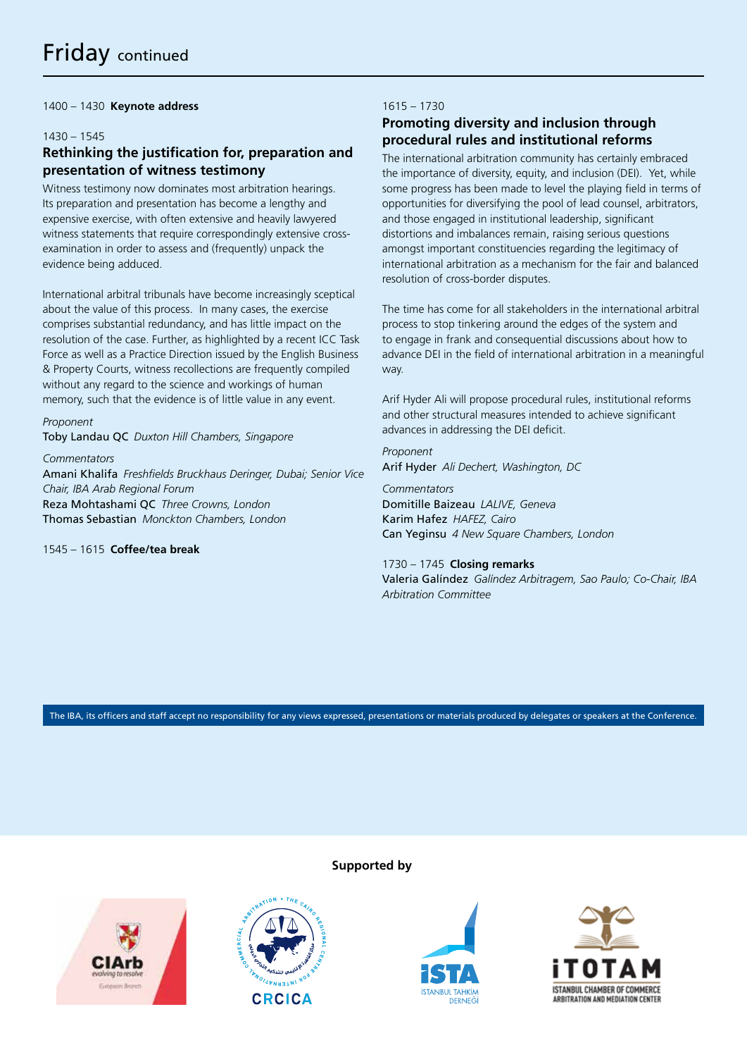# Friday continued

1400 – 1430 **Keynote address**

1430 – 1545

## Rethinking the justification for, preparation and presentation of witness testimony

Witness testimony now dominates most arbitration hearings. Its preparation and presentation has become a lengthy and expensive exercise, with often extensive and heavily lawyered witness statements that require correspondingly extensive cross-examination in order to assess and (frequently) unpack the evidence being adduced.

International arbitral tribunals have become increasingly sceptical about the value of this process. In many cases, the exercise comprises substantial redundancy, and has little impact on the resolution of the case. Further, as highlighted by a recent ICC Task Force as well as a Practice Direction issued by the English Business & Property Courts, witness recollections are frequently compiled without any regard to the science and workings of human memory, such that the evidence is of little value in any event.

*Proponent*
Toby Landau QC *Duxton Hill Chambers, Singapore*

*Commentators*
Amani Khalifa *Freshfields Bruckhaus Deringer, Dubai; Senior Vice Chair, IBA Arab Regional Forum*
Reza Mohtashami QC *Three Crowns, London*
Thomas Sebastian *Monckton Chambers, London*

1545 – 1615 **Coffee/tea break**

1615 – 1730

## Promoting diversity and inclusion through procedural rules and institutional reforms

The international arbitration community has certainly embraced the importance of diversity, equity, and inclusion (DEI). Yet, while some progress has been made to level the playing field in terms of opportunities for diversifying the pool of lead counsel, arbitrators, and those engaged in institutional leadership, significant distortions and imbalances remain, raising serious questions amongst important constituencies regarding the legitimacy of international arbitration as a mechanism for the fair and balanced resolution of cross-border disputes.

The time has come for all stakeholders in the international arbitral process to stop tinkering around the edges of the system and to engage in frank and consequential discussions about how to advance DEI in the field of international arbitration in a meaningful way.

Arif Hyder Ali will propose procedural rules, institutional reforms and other structural measures intended to achieve significant advances in addressing the DEI deficit.

*Proponent*
Arif Hyder *Ali Dechert, Washington, DC*

*Commentators*
Domitille Baizeau *LALIVE, Geneva*
Karim Hafez *HAFEZ, Cairo*
Can Yeginsu *4 New Square Chambers, London*

1730 – 1745 **Closing remarks**
Valeria Galíndez *Galíndez Arbitragem, Sao Paulo; Co-Chair, IBA Arbitration Committee*

The IBA, its officers and staff accept no responsibility for any views expressed, presentations or materials produced by delegates or speakers at the Conference.

**Supported by**

CIArb – evolving to resolve – European Branch
CRCICA
iSTA – İSTANBUL TAHKİM DERNEĞİ
iTOTAM – ISTANBUL CHAMBER OF COMMERCE ARBITRATION AND MEDIATION CENTER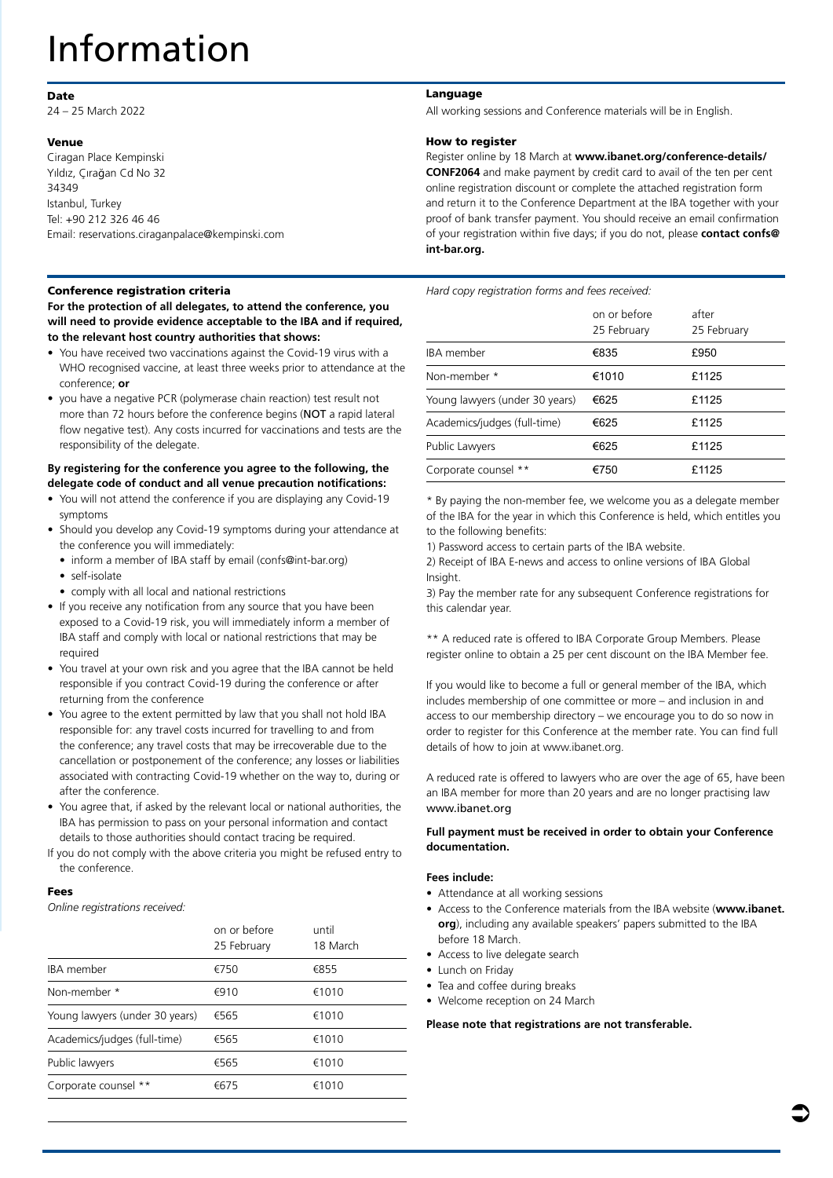# Information

### Date

24 – 25 March 2022

### Venue

Ciragan Place Kempinski
Yıldız, Çırağan Cd No 32
34349
Istanbul, Turkey
Tel: +90 212 326 46 46
Email: reservations.ciraganpalace@kempinski.com

### Conference registration criteria

**For the protection of all delegates, to attend the conference, you will need to provide evidence acceptable to the IBA and if required, to the relevant host country authorities that shows:**

- You have received two vaccinations against the Covid-19 virus with a WHO recognised vaccine, at least three weeks prior to attendance at the conference; **or**
- you have a negative PCR (polymerase chain reaction) test result not more than 72 hours before the conference begins (NOT a rapid lateral flow negative test). Any costs incurred for vaccinations and tests are the responsibility of the delegate.

**By registering for the conference you agree to the following, the delegate code of conduct and all venue precaution notifications:**

- You will not attend the conference if you are displaying any Covid-19 symptoms
- Should you develop any Covid-19 symptoms during your attendance at the conference you will immediately:
  - inform a member of IBA staff by email (confs@int-bar.org)
  - self-isolate
  - comply with all local and national restrictions
- If you receive any notification from any source that you have been exposed to a Covid-19 risk, you will immediately inform a member of IBA staff and comply with local or national restrictions that may be required
- You travel at your own risk and you agree that the IBA cannot be held responsible if you contract Covid-19 during the conference or after returning from the conference
- You agree to the extent permitted by law that you shall not hold IBA responsible for: any travel costs incurred for travelling to and from the conference; any travel costs that may be irrecoverable due to the cancellation or postponement of the conference; any losses or liabilities associated with contracting Covid-19 whether on the way to, during or after the conference.
- You agree that, if asked by the relevant local or national authorities, the IBA has permission to pass on your personal information and contact details to those authorities should contact tracing be required.

If you do not comply with the above criteria you might be refused entry to the conference.

### Fees

*Online registrations received:*

| | on or before 25 February | until 18 March |
|---|---|---|
| IBA member | €750 | €855 |
| Non-member * | €910 | €1010 |
| Young lawyers (under 30 years) | €565 | €1010 |
| Academics/judges (full-time) | €565 | €1010 |
| Public lawyers | €565 | €1010 |
| Corporate counsel ** | €675 | €1010 |

### Language

All working sessions and Conference materials will be in English.

### How to register

Register online by 18 March at **www.ibanet.org/conference-details/CONF2064** and make payment by credit card to avail of the ten per cent online registration discount or complete the attached registration form and return it to the Conference Department at the IBA together with your proof of bank transfer payment. You should receive an email confirmation of your registration within five days; if you do not, please **contact confs@int-bar.org.**

*Hard copy registration forms and fees received:*

| | on or before 25 February | after 25 February |
|---|---|---|
| IBA member | €835 | £950 |
| Non-member * | €1010 | £1125 |
| Young lawyers (under 30 years) | €625 | £1125 |
| Academics/judges (full-time) | €625 | £1125 |
| Public Lawyers | €625 | £1125 |
| Corporate counsel ** | €750 | £1125 |

* By paying the non-member fee, we welcome you as a delegate member of the IBA for the year in which this Conference is held, which entitles you to the following benefits:

1) Password access to certain parts of the IBA website.
2) Receipt of IBA E-news and access to online versions of IBA Global Insight.
3) Pay the member rate for any subsequent Conference registrations for this calendar year.

** A reduced rate is offered to IBA Corporate Group Members. Please register online to obtain a 25 per cent discount on the IBA Member fee.

If you would like to become a full or general member of the IBA, which includes membership of one committee or more – and inclusion in and access to our membership directory – we encourage you to do so now in order to register for this Conference at the member rate. You can find full details of how to join at www.ibanet.org.

A reduced rate is offered to lawyers who are over the age of 65, have been an IBA member for more than 20 years and are no longer practising law www.ibanet.org

**Full payment must be received in order to obtain your Conference documentation.**

**Fees include:**

- Attendance at all working sessions
- Access to the Conference materials from the IBA website (**www.ibanet.org**), including any available speakers' papers submitted to the IBA before 18 March.
- Access to live delegate search
- Lunch on Friday
- Tea and coffee during breaks
- Welcome reception on 24 March

**Please note that registrations are not transferable.**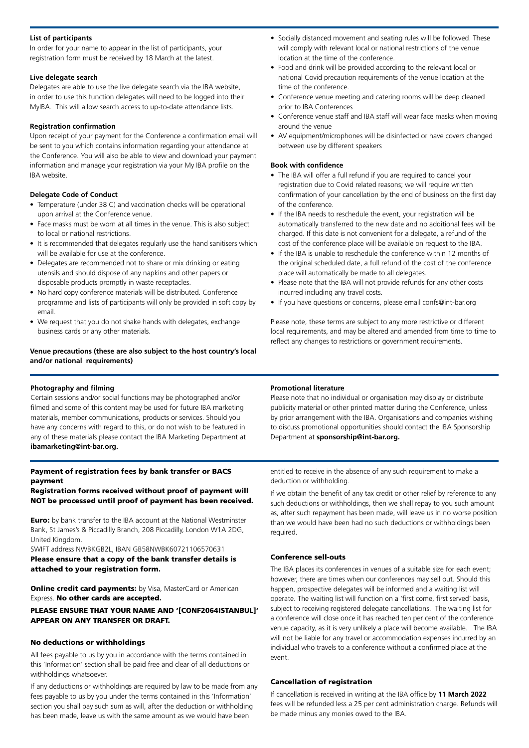### List of participants

In order for your name to appear in the list of participants, your registration form must be received by 18 March at the latest.

### Live delegate search

Delegates are able to use the live delegate search via the IBA website, in order to use this function delegates will need to be logged into their MyIBA. This will allow search access to up-to-date attendance lists.

### Registration confirmation

Upon receipt of your payment for the Conference a confirmation email will be sent to you which contains information regarding your attendance at the Conference. You will also be able to view and download your payment information and manage your registration via your My IBA profile on the IBA website.

### Delegate Code of Conduct

- Temperature (under 38 C) and vaccination checks will be operational upon arrival at the Conference venue.
- Face masks must be worn at all times in the venue. This is also subject to local or national restrictions.
- It is recommended that delegates regularly use the hand sanitisers which will be available for use at the conference.
- Delegates are recommended not to share or mix drinking or eating utensils and should dispose of any napkins and other papers or disposable products promptly in waste receptacles.
- No hard copy conference materials will be distributed. Conference programme and lists of participants will only be provided in soft copy by email.
- We request that you do not shake hands with delegates, exchange business cards or any other materials.

### Venue precautions (these are also subject to the host country's local and/or national requirements)

- Socially distanced movement and seating rules will be followed. These will comply with relevant local or national restrictions of the venue location at the time of the conference.
- Food and drink will be provided according to the relevant local or national Covid precaution requirements of the venue location at the time of the conference.
- Conference venue meeting and catering rooms will be deep cleaned prior to IBA Conferences
- Conference venue staff and IBA staff will wear face masks when moving around the venue
- AV equipment/microphones will be disinfected or have covers changed between use by different speakers

### Book with confidence

- The IBA will offer a full refund if you are required to cancel your registration due to Covid related reasons; we will require written confirmation of your cancellation by the end of business on the first day of the conference.
- If the IBA needs to reschedule the event, your registration will be automatically transferred to the new date and no additional fees will be charged. If this date is not convenient for a delegate, a refund of the cost of the conference place will be available on request to the IBA.
- If the IBA is unable to reschedule the conference within 12 months of the original scheduled date, a full refund of the cost of the conference place will automatically be made to all delegates.
- Please note that the IBA will not provide refunds for any other costs incurred including any travel costs.
- If you have questions or concerns, please email confs@int-bar.org

Please note, these terms are subject to any more restrictive or different local requirements, and may be altered and amended from time to time to reflect any changes to restrictions or government requirements.

### Photography and filming

Certain sessions and/or social functions may be photographed and/or filmed and some of this content may be used for future IBA marketing materials, member communications, products or services. Should you have any concerns with regard to this, or do not wish to be featured in any of these materials please contact the IBA Marketing Department at **ibamarketing@int-bar.org.**

### Promotional literature

Please note that no individual or organisation may display or distribute publicity material or other printed matter during the Conference, unless by prior arrangement with the IBA. Organisations and companies wishing to discuss promotional opportunities should contact the IBA Sponsorship Department at **sponsorship@int-bar.org.**

### Payment of registration fees by bank transfer or BACS payment

**Registration forms received without proof of payment will NOT be processed until proof of payment has been received.**

**Euro:** by bank transfer to the IBA account at the National Westminster Bank, St James's & Piccadilly Branch, 208 Piccadilly, London W1A 2DG, United Kingdom.
SWIFT address NWBKGB2L, IBAN GB58NWBK60721106570631

**Please ensure that a copy of the bank transfer details is attached to your registration form.**

**Online credit card payments:** by Visa, MasterCard or American Express. **No other cards are accepted.**

**PLEASE ENSURE THAT YOUR NAME AND '[CONF2064ISTANBUL]' APPEAR ON ANY TRANSFER OR DRAFT.**

### No deductions or withholdings

All fees payable to us by you in accordance with the terms contained in this 'Information' section shall be paid free and clear of all deductions or withholdings whatsoever.

If any deductions or withholdings are required by law to be made from any fees payable to us by you under the terms contained in this 'Information' section you shall pay such sum as will, after the deduction or withholding has been made, leave us with the same amount as we would have been entitled to receive in the absence of any such requirement to make a deduction or withholding.

If we obtain the benefit of any tax credit or other relief by reference to any such deductions or withholdings, then we shall repay to you such amount as, after such repayment has been made, will leave us in no worse position than we would have been had no such deductions or withholdings been required.

### Conference sell-outs

The IBA places its conferences in venues of a suitable size for each event; however, there are times when our conferences may sell out. Should this happen, prospective delegates will be informed and a waiting list will operate. The waiting list will function on a 'first come, first served' basis, subject to receiving registered delegate cancellations. The waiting list for a conference will close once it has reached ten per cent of the conference venue capacity, as it is very unlikely a place will become available. The IBA will not be liable for any travel or accommodation expenses incurred by an individual who travels to a conference without a confirmed place at the event.

### Cancellation of registration

If cancellation is received in writing at the IBA office by **11 March 2022** fees will be refunded less a 25 per cent administration charge. Refunds will be made minus any monies owed to the IBA.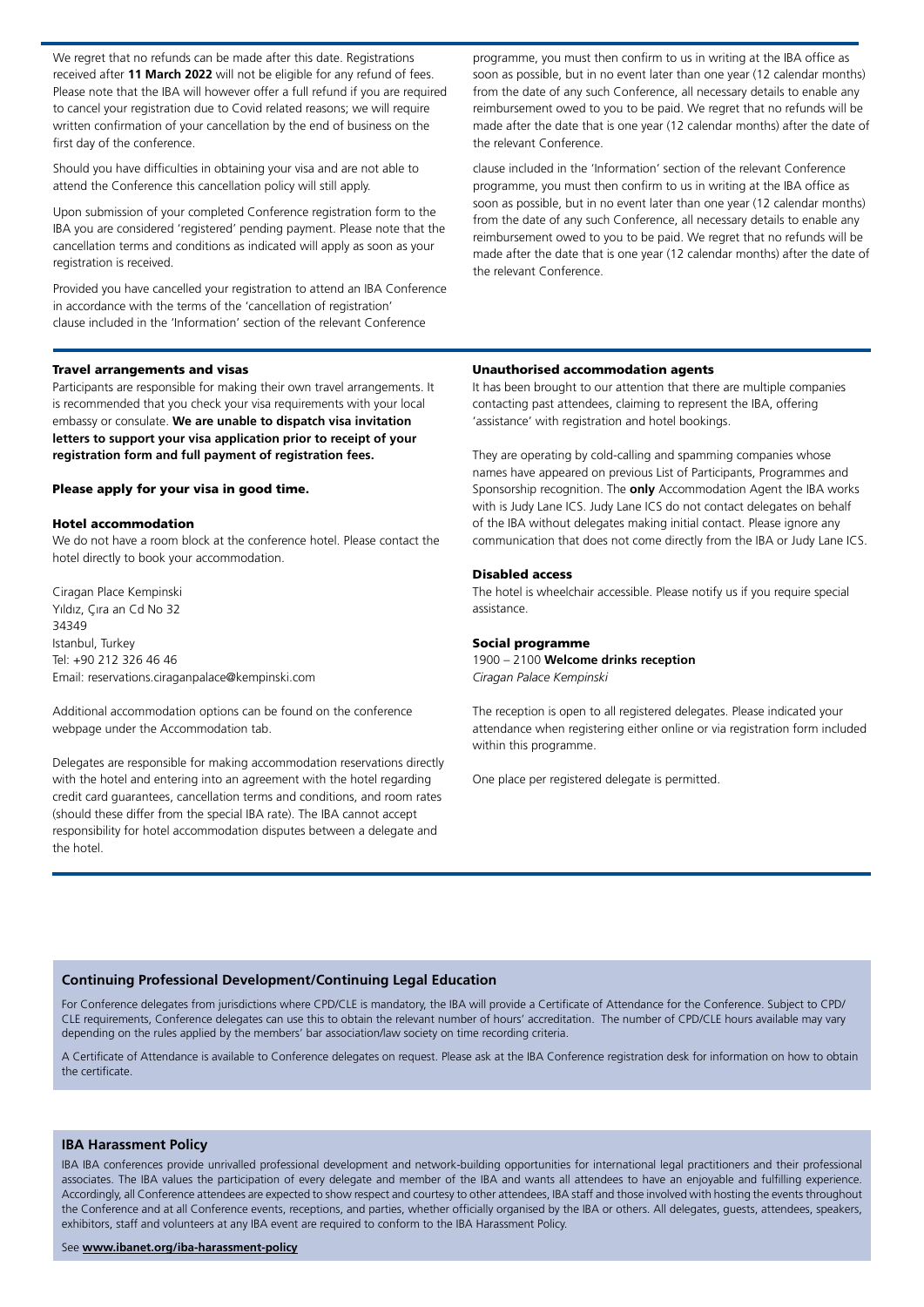We regret that no refunds can be made after this date. Registrations received after **11 March 2022** will not be eligible for any refund of fees. Please note that the IBA will however offer a full refund if you are required to cancel your registration due to Covid related reasons; we will require written confirmation of your cancellation by the end of business on the first day of the conference.

Should you have difficulties in obtaining your visa and are not able to attend the Conference this cancellation policy will still apply.

Upon submission of your completed Conference registration form to the IBA you are considered 'registered' pending payment. Please note that the cancellation terms and conditions as indicated will apply as soon as your registration is received.

Provided you have cancelled your registration to attend an IBA Conference in accordance with the terms of the 'cancellation of registration' clause included in the 'Information' section of the relevant Conference programme, you must then confirm to us in writing at the IBA office as soon as possible, but in no event later than one year (12 calendar months) from the date of any such Conference, all necessary details to enable any reimbursement owed to you to be paid. We regret that no refunds will be made after the date that is one year (12 calendar months) after the date of the relevant Conference.

clause included in the 'Information' section of the relevant Conference programme, you must then confirm to us in writing at the IBA office as soon as possible, but in no event later than one year (12 calendar months) from the date of any such Conference, all necessary details to enable any reimbursement owed to you to be paid. We regret that no refunds will be made after the date that is one year (12 calendar months) after the date of the relevant Conference.

### Travel arrangements and visas

Participants are responsible for making their own travel arrangements. It is recommended that you check your visa requirements with your local embassy or consulate. **We are unable to dispatch visa invitation letters to support your visa application prior to receipt of your registration form and full payment of registration fees.**

**Please apply for your visa in good time.**

### Hotel accommodation

We do not have a room block at the conference hotel. Please contact the hotel directly to book your accommodation.

Ciragan Place Kempinski
Yıldız, Çıra an Cd No 32
34349
Istanbul, Turkey
Tel: +90 212 326 46 46
Email: reservations.ciraganpalace@kempinski.com

Additional accommodation options can be found on the conference webpage under the Accommodation tab.

Delegates are responsible for making accommodation reservations directly with the hotel and entering into an agreement with the hotel regarding credit card guarantees, cancellation terms and conditions, and room rates (should these differ from the special IBA rate). The IBA cannot accept responsibility for hotel accommodation disputes between a delegate and the hotel.

### Unauthorised accommodation agents

It has been brought to our attention that there are multiple companies contacting past attendees, claiming to represent the IBA, offering 'assistance' with registration and hotel bookings.

They are operating by cold-calling and spamming companies whose names have appeared on previous List of Participants, Programmes and Sponsorship recognition. The **only** Accommodation Agent the IBA works with is Judy Lane ICS. Judy Lane ICS do not contact delegates on behalf of the IBA without delegates making initial contact. Please ignore any communication that does not come directly from the IBA or Judy Lane ICS.

### Disabled access

The hotel is wheelchair accessible. Please notify us if you require special assistance.

### Social programme

1900 – 2100 **Welcome drinks reception**
*Ciragan Palace Kempinski*

The reception is open to all registered delegates. Please indicated your attendance when registering either online or via registration form included within this programme.

One place per registered delegate is permitted.

### Continuing Professional Development/Continuing Legal Education

For Conference delegates from jurisdictions where CPD/CLE is mandatory, the IBA will provide a Certificate of Attendance for the Conference. Subject to CPD/CLE requirements, Conference delegates can use this to obtain the relevant number of hours' accreditation. The number of CPD/CLE hours available may vary depending on the rules applied by the members' bar association/law society on time recording criteria.

A Certificate of Attendance is available to Conference delegates on request. Please ask at the IBA Conference registration desk for information on how to obtain the certificate.

### IBA Harassment Policy

IBA IBA conferences provide unrivalled professional development and network-building opportunities for international legal practitioners and their professional associates. The IBA values the participation of every delegate and member of the IBA and wants all attendees to have an enjoyable and fulfilling experience. Accordingly, all Conference attendees are expected to show respect and courtesy to other attendees, IBA staff and those involved with hosting the events throughout the Conference and at all Conference events, receptions, and parties, whether officially organised by the IBA or others. All delegates, guests, attendees, speakers, exhibitors, staff and volunteers at any IBA event are required to conform to the IBA Harassment Policy.

See **www.ibanet.org/iba-harassment-policy**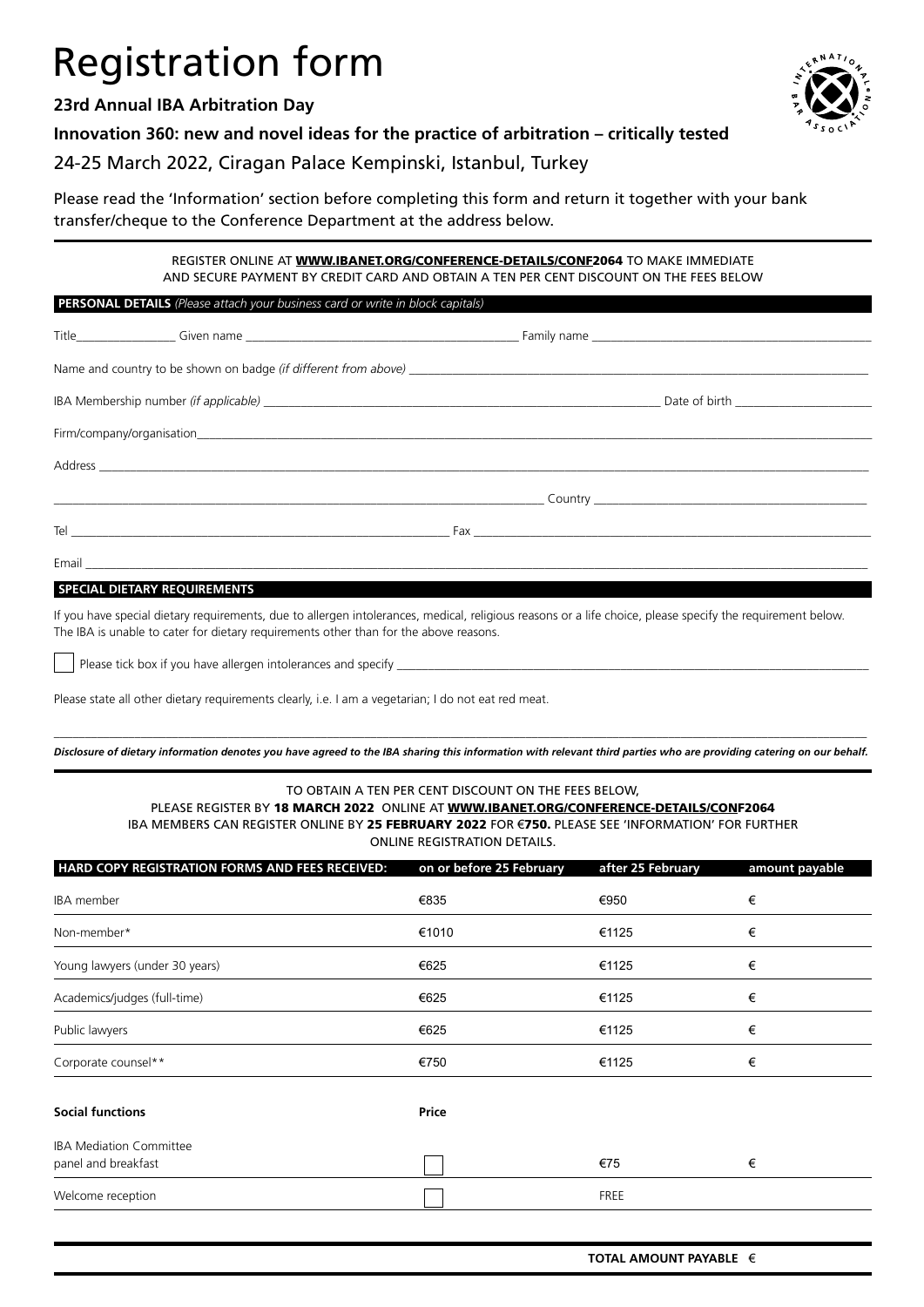# Registration form

**23rd Annual IBA Arbitration Day**

**Innovation 360: new and novel ideas for the practice of arbitration – critically tested**

24-25 March 2022, Ciragan Palace Kempinski, Istanbul, Turkey

Please read the 'Information' section before completing this form and return it together with your bank transfer/cheque to the Conference Department at the address below.

REGISTER ONLINE AT **WWW.IBANET.ORG/CONFERENCE-DETAILS/CONF2064** TO MAKE IMMEDIATE AND SECURE PAYMENT BY CREDIT CARD AND OBTAIN A TEN PER CENT DISCOUNT ON THE FEES BELOW

**PERSONAL DETAILS** *(Please attach your business card or write in block capitals)*

Title________________ Given name ____________________________ Family name ____________________________

Name and country to be shown on badge *(if different from above)* ____________________________

IBA Membership number *(if applicable)* ____________________________ Date of birth ____________________

Firm/company/organisation____________________________

Address ____________________________

____________________________ Country ____________________________

Tel ____________________________ Fax ____________________________

Email ____________________________

**SPECIAL DIETARY REQUIREMENTS**

If you have special dietary requirements, due to allergen intolerances, medical, religious reasons or a life choice, please specify the requirement below. The IBA is unable to cater for dietary requirements other than for the above reasons.

☐ Please tick box if you have allergen intolerances and specify ____________________________

Please state all other dietary requirements clearly, i.e. I am a vegetarian; I do not eat red meat.

____________________________

*Disclosure of dietary information denotes you have agreed to the IBA sharing this information with relevant third parties who are providing catering on our behalf.*

TO OBTAIN A TEN PER CENT DISCOUNT ON THE FEES BELOW, PLEASE REGISTER BY **18 MARCH 2022** ONLINE AT **WWW.IBANET.ORG/CONFERENCE-DETAILS/CONF2064** IBA MEMBERS CAN REGISTER ONLINE BY **25 FEBRUARY 2022** FOR **€750.** PLEASE SEE 'INFORMATION' FOR FURTHER ONLINE REGISTRATION DETAILS.

| HARD COPY REGISTRATION FORMS AND FEES RECEIVED: | on or before 25 February | after 25 February | amount payable |
|---|---|---|---|
| IBA member | €835 | €950 | € |
| Non-member* | €1010 | €1125 | € |
| Young lawyers (under 30 years) | €625 | €1125 | € |
| Academics/judges (full-time) | €625 | €1125 | € |
| Public lawyers | €625 | €1125 | € |
| Corporate counsel** | €750 | €1125 | € |
| **Social functions** | **Price** | | |
| IBA Mediation Committee panel and breakfast | ☐ | €75 | € |
| Welcome reception | ☐ | FREE | |

**TOTAL AMOUNT PAYABLE** €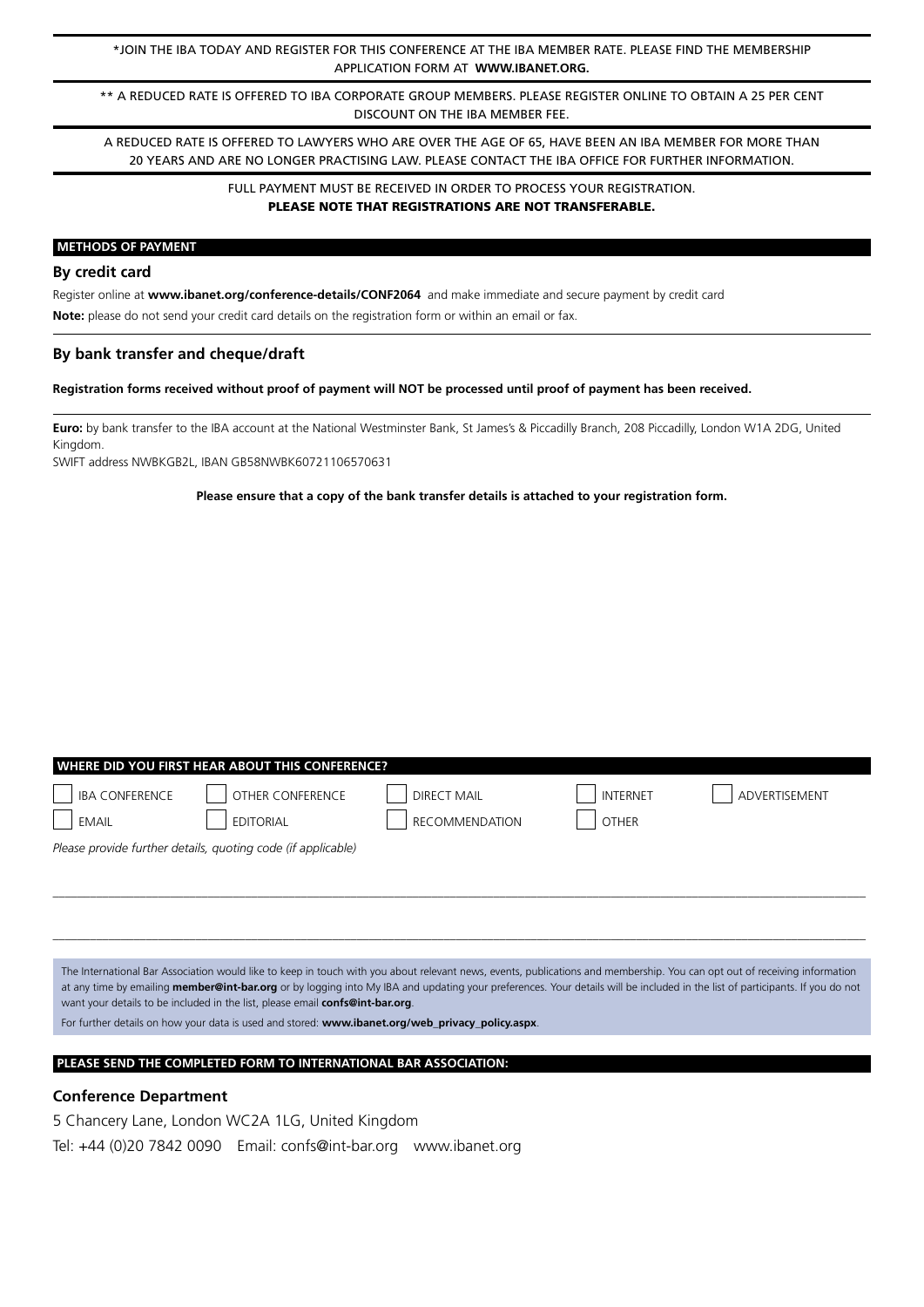\*JOIN THE IBA TODAY AND REGISTER FOR THIS CONFERENCE AT THE IBA MEMBER RATE. PLEASE FIND THE MEMBERSHIP APPLICATION FORM AT **WWW.IBANET.ORG.**

\*\* A REDUCED RATE IS OFFERED TO IBA CORPORATE GROUP MEMBERS. PLEASE REGISTER ONLINE TO OBTAIN A 25 PER CENT DISCOUNT ON THE IBA MEMBER FEE.

A REDUCED RATE IS OFFERED TO LAWYERS WHO ARE OVER THE AGE OF 65, HAVE BEEN AN IBA MEMBER FOR MORE THAN 20 YEARS AND ARE NO LONGER PRACTISING LAW. PLEASE CONTACT THE IBA OFFICE FOR FURTHER INFORMATION.

FULL PAYMENT MUST BE RECEIVED IN ORDER TO PROCESS YOUR REGISTRATION.
**PLEASE NOTE THAT REGISTRATIONS ARE NOT TRANSFERABLE.**

## METHODS OF PAYMENT

### By credit card

Register online at **www.ibanet.org/conference-details/CONF2064** and make immediate and secure payment by credit card

**Note:** please do not send your credit card details on the registration form or within an email or fax.

### By bank transfer and cheque/draft

**Registration forms received without proof of payment will NOT be processed until proof of payment has been received.**

**Euro:** by bank transfer to the IBA account at the National Westminster Bank, St James's & Piccadilly Branch, 208 Piccadilly, London W1A 2DG, United Kingdom.
SWIFT address NWBKGB2L, IBAN GB58NWBK60721106570631

**Please ensure that a copy of the bank transfer details is attached to your registration form.**

## WHERE DID YOU FIRST HEAR ABOUT THIS CONFERENCE?

- [ ] IBA CONFERENCE
- [ ] OTHER CONFERENCE
- [ ] DIRECT MAIL
- [ ] INTERNET
- [ ] ADVERTISEMENT
- [ ] EMAIL
- [ ] EDITORIAL
- [ ] RECOMMENDATION
- [ ] OTHER

*Please provide further details, quoting code (if applicable)*

\_\_\_\_\_\_\_\_\_\_\_\_\_\_\_\_\_\_\_\_\_\_\_\_\_\_\_\_\_\_\_\_\_\_\_\_\_\_\_\_\_\_\_\_\_\_\_\_\_\_\_\_\_\_\_\_\_\_\_\_

\_\_\_\_\_\_\_\_\_\_\_\_\_\_\_\_\_\_\_\_\_\_\_\_\_\_\_\_\_\_\_\_\_\_\_\_\_\_\_\_\_\_\_\_\_\_\_\_\_\_\_\_\_\_\_\_\_\_\_\_

The International Bar Association would like to keep in touch with you about relevant news, events, publications and membership. You can opt out of receiving information at any time by emailing **member@int-bar.org** or by logging into My IBA and updating your preferences. Your details will be included in the list of participants. If you do not want your details to be included in the list, please email **confs@int-bar.org**.

For further details on how your data is used and stored: **www.ibanet.org/web_privacy_policy.aspx**.

## PLEASE SEND THE COMPLETED FORM TO INTERNATIONAL BAR ASSOCIATION:

### Conference Department

5 Chancery Lane, London WC2A 1LG, United Kingdom

Tel: +44 (0)20 7842 0090 Email: confs@int-bar.org www.ibanet.org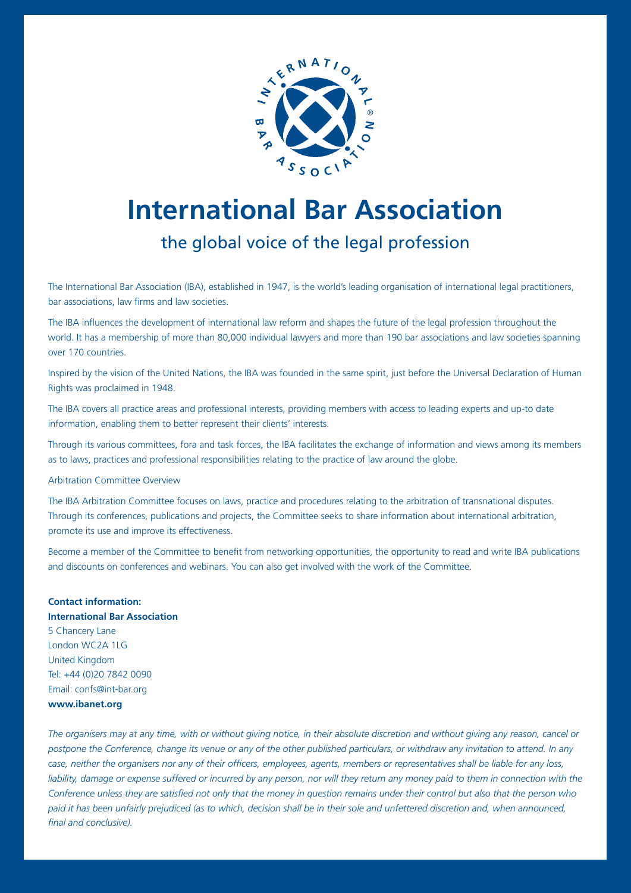# International Bar Association

## the global voice of the legal profession

The International Bar Association (IBA), established in 1947, is the world's leading organisation of international legal practitioners, bar associations, law firms and law societies.

The IBA influences the development of international law reform and shapes the future of the legal profession throughout the world. It has a membership of more than 80,000 individual lawyers and more than 190 bar associations and law societies spanning over 170 countries.

Inspired by the vision of the United Nations, the IBA was founded in the same spirit, just before the Universal Declaration of Human Rights was proclaimed in 1948.

The IBA covers all practice areas and professional interests, providing members with access to leading experts and up-to date information, enabling them to better represent their clients' interests.

Through its various committees, fora and task forces, the IBA facilitates the exchange of information and views among its members as to laws, practices and professional responsibilities relating to the practice of law around the globe.

Arbitration Committee Overview

The IBA Arbitration Committee focuses on laws, practice and procedures relating to the arbitration of transnational disputes. Through its conferences, publications and projects, the Committee seeks to share information about international arbitration, promote its use and improve its effectiveness.

Become a member of the Committee to benefit from networking opportunities, the opportunity to read and write IBA publications and discounts on conferences and webinars. You can also get involved with the work of the Committee.

**Contact information:**
**International Bar Association**
5 Chancery Lane
London WC2A 1LG
United Kingdom
Tel: +44 (0)20 7842 0090
Email: confs@int-bar.org
**www.ibanet.org**

*The organisers may at any time, with or without giving notice, in their absolute discretion and without giving any reason, cancel or postpone the Conference, change its venue or any of the other published particulars, or withdraw any invitation to attend. In any case, neither the organisers nor any of their officers, employees, agents, members or representatives shall be liable for any loss, liability, damage or expense suffered or incurred by any person, nor will they return any money paid to them in connection with the Conference unless they are satisfied not only that the money in question remains under their control but also that the person who paid it has been unfairly prejudiced (as to which, decision shall be in their sole and unfettered discretion and, when announced, final and conclusive).*